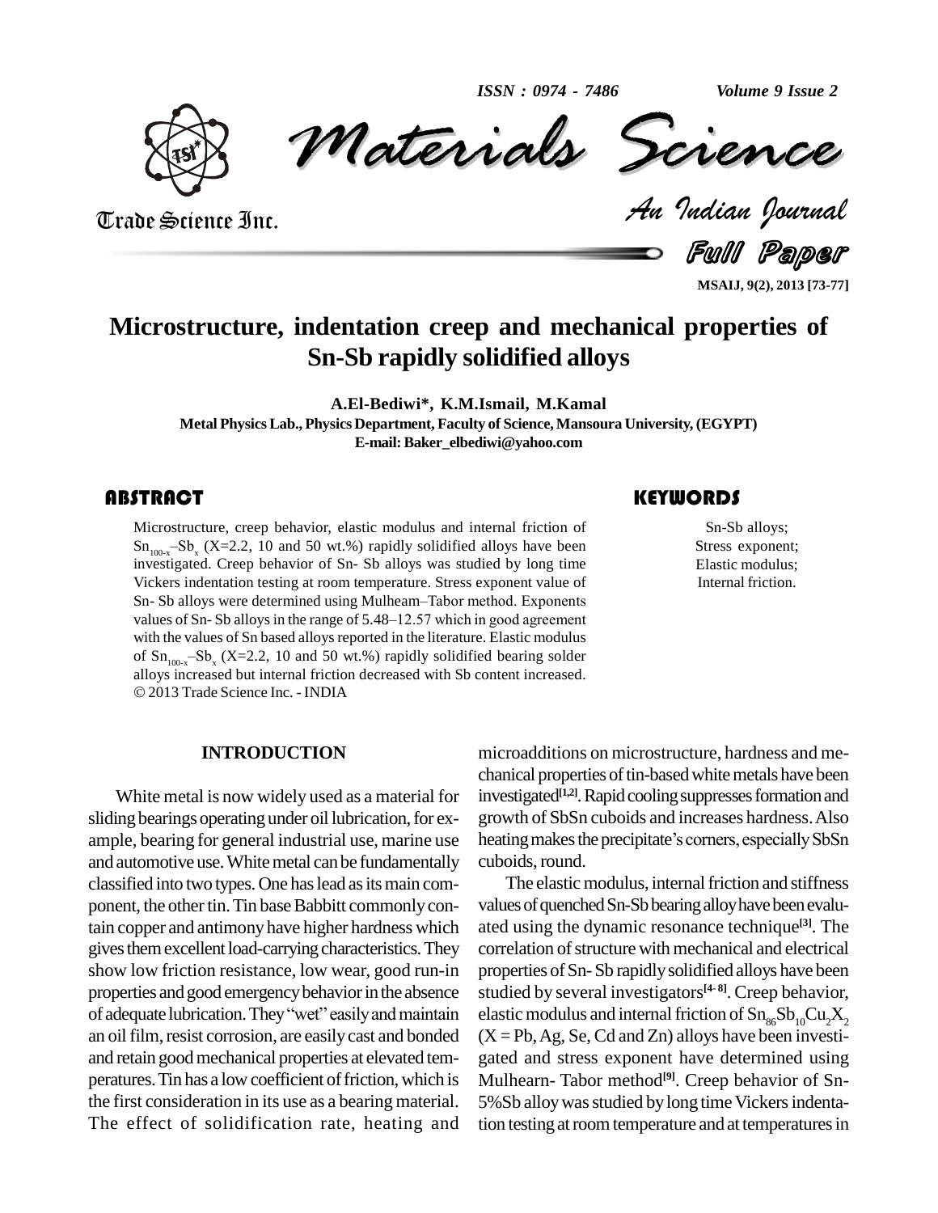# Microstructure, indentation creep and mechanical properties of Sn-Sb rapidly solidified alloys

**A.El-Bediwi\*, K.M.Ismail, M.Kamal**

Metal Physics Lab., Physics Department, Faculty of Science, Mansoura University, (EGYPT)

E-mail: Baker_elbediwi@yahoo.com

## ABSTRACT

Microstructure, creep behavior, elastic modulus and internal friction of $Sn_{100-x}$–$Sb_x$ (X=2.2, 10 and 50 wt.%) rapidly solidified alloys have been investigated. Creep behavior of Sn- Sb alloys was studied by long time Vickers indentation testing at room temperature. Stress exponent value of Sn- Sb alloys were determined using Mulheam–Tabor method. Exponents values of Sn- Sb alloys in the range of 5.48–12.57 which in good agreement with the values of Sn based alloys reported in the literature. Elastic modulus of $Sn_{100-x}$–$Sb_x$ (X=2.2, 10 and 50 wt.%) rapidly solidified bearing solder alloys increased but internal friction decreased with Sb content increased.

© 2013 Trade Science Inc. - INDIA

## KEYWORDS

Sn-Sb alloys;
Stress exponent;
Elastic modulus;
Internal friction.

## INTRODUCTION

White metal is now widely used as a material for sliding bearings operating under oil lubrication, for example, bearing for general industrial use, marine use and automotive use. White metal can be fundamentally classified into two types. One has lead as its main component, the other tin. Tin base Babbitt commonly contain copper and antimony have higher hardness which gives them excellent load-carrying characteristics. They show low friction resistance, low wear, good run-in properties and good emergency behavior in the absence of adequate lubrication. They "wet" easily and maintain an oil film, resist corrosion, are easily cast and bonded and retain good mechanical properties at elevated temperatures. Tin has a low coefficient of friction, which is the first consideration in its use as a bearing material. The effect of solidification rate, heating and microadditions on microstructure, hardness and mechanical properties of tin-based white metals have been investigated[1,2]. Rapid cooling suppresses formation and growth of SbSn cuboids and increases hardness. Also heating makes the precipitate's corners, especially SbSn cuboids, round.

The elastic modulus, internal friction and stiffness values of quenched Sn-Sb bearing alloy have been evaluated using the dynamic resonance technique[3]. The correlation of structure with mechanical and electrical properties of Sn- Sb rapidly solidified alloys have been studied by several investigators[4-8]. Creep behavior, elastic modulus and internal friction of $Sn_{86}Sb_{10}Cu_2X_2$ (X = Pb, Ag, Se, Cd and Zn) alloys have been investigated and stress exponent have determined using Mulhearn- Tabor method[9]. Creep behavior of Sn-5%Sb alloy was studied by long time Vickers indentation testing at room temperature and at temperatures in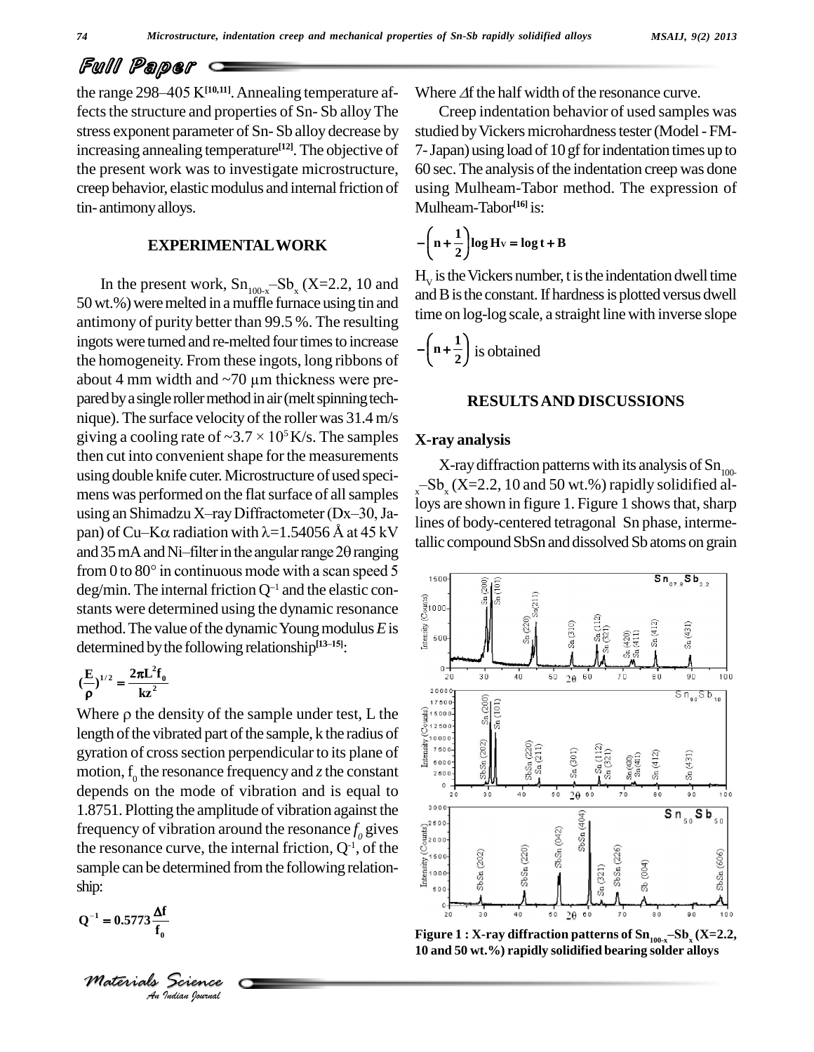## Full Paper

the range 298–405 K[10,11]. Annealing temperature affects the structure and properties of Sn- Sb alloy The stress exponent parameter of Sn- Sb alloy decrease by increasing annealing temperature[12]. The objective of the present work was to investigate microstructure, creep behavior, elastic modulus and internal friction of tin- antimony alloys.

## EXPERIMENTAL WORK

In the present work, $Sn_{100-x}$–$Sb_x$ (X=2.2, 10 and 50 wt.%) were melted in a muffle furnace using tin and antimony of purity better than 99.5 %. The resulting ingots were turned and re-melted four times to increase the homogeneity. From these ingots, long ribbons of about 4 mm width and ~70 μm thickness were prepared by a single roller method in air (melt spinning technique). The surface velocity of the roller was 31.4 m/s giving a cooling rate of ~$3.7 \times 10^5$ K/s. The samples then cut into convenient shape for the measurements using double knife cuter. Microstructure of used specimens was performed on the flat surface of all samples using an Shimadzu X–ray Diffractometer (Dx–30, Japan) of Cu–Kα radiation with λ=1.54056 Å at 45 kV and 35 mA and Ni–filter in the angular range 2θ ranging from 0 to 80° in continuous mode with a scan speed 5 deg/min. The internal friction $Q^{-1}$ and the elastic constants were determined using the dynamic resonance method. The value of the dynamic Young modulus $E$ is determined by the following relationship[13–15]:

$$\left(\frac{E}{\rho}\right)^{1/2} = \frac{2\pi L^2 f_0}{kz^2}$$

Where ρ the density of the sample under test, L the length of the vibrated part of the sample, k the radius of gyration of cross section perpendicular to its plane of motion, $f_0$ the resonance frequency and $z$ the constant depends on the mode of vibration and is equal to 1.8751. Plotting the amplitude of vibration against the frequency of vibration around the resonance $f_0$ gives the resonance curve, the internal friction, $Q^{-1}$, of the sample can be determined from the following relationship:

$$Q^{-1} = 0.5773\frac{\Delta f}{f_0}$$

Where $\Delta$f the half width of the resonance curve.

Creep indentation behavior of used samples was studied by Vickers microhardness tester (Model - FM-7- Japan) using load of 10 gf for indentation times up to 60 sec. The analysis of the indentation creep was done using Mulheam-Tabor method. The expression of Mulheam-Tabor[16] is:

$$-\left(n + \frac{1}{2}\right)\log H_V = \log t + B$$

$H_V$ is the Vickers number, t is the indentation dwell time and B is the constant. If hardness is plotted versus dwell time on log-log scale, a straight line with inverse slope $-\left(n + \frac{1}{2}\right)$ is obtained

## RESULTS AND DISCUSSIONS

### X-ray analysis

X-ray diffraction patterns with its analysis of $Sn_{100-x}$–$Sb_x$ (X=2.2, 10 and 50 wt.%) rapidly solidified alloys are shown in figure 1. Figure 1 shows that, sharp lines of body-centered tetragonal Sn phase, intermetallic compound SbSn and dissolved Sb atoms on grain

**Figure 1 : X-ray diffraction patterns of $Sn_{100-x}$–$Sb_x$ (X=2.2, 10 and 50 wt.%) rapidly solidified bearing solder alloys**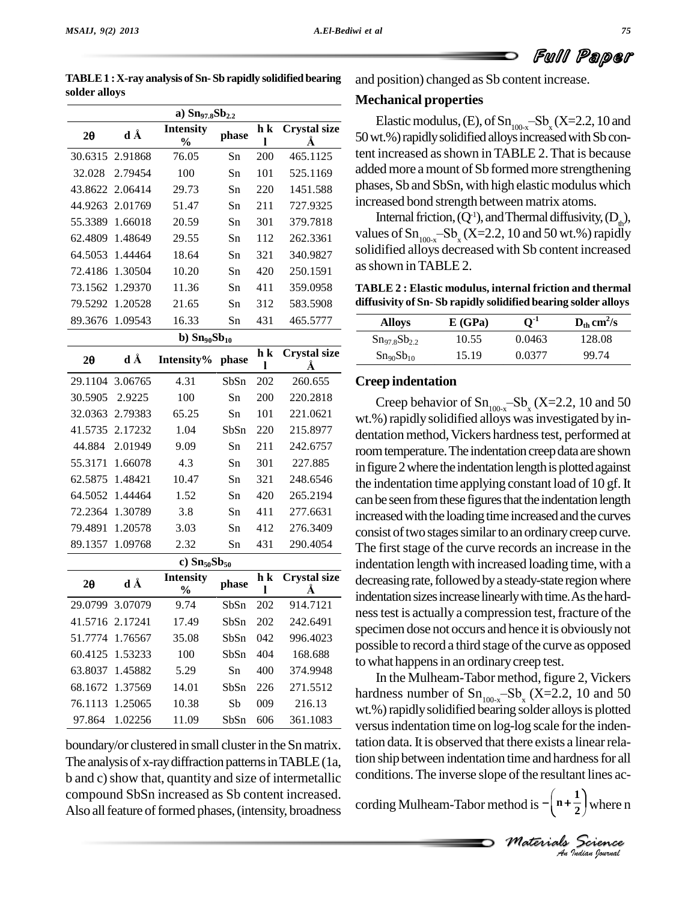**TABLE 1 : X-ray analysis of Sn- Sb rapidly solidified bearing solder alloys**

| 2θ | d Å | Intensity % | phase | h k l | Crystal size Å |
|---|---|---|---|---|---|
| **a) $Sn_{97.8}Sb_{2.2}$** | | | | | |
| 30.6315 | 2.91868 | 76.05 | Sn | 200 | 465.1125 |
| 32.028 | 2.79454 | 100 | Sn | 101 | 525.1169 |
| 43.8622 | 2.06414 | 29.73 | Sn | 220 | 1451.588 |
| 44.9263 | 2.01769 | 51.47 | Sn | 211 | 727.9325 |
| 55.3389 | 1.66018 | 20.59 | Sn | 301 | 379.7818 |
| 62.4809 | 1.48649 | 29.55 | Sn | 112 | 262.3361 |
| 64.5053 | 1.44464 | 18.64 | Sn | 321 | 340.9827 |
| 72.4186 | 1.30504 | 10.20 | Sn | 420 | 250.1591 |
| 73.1562 | 1.29370 | 11.36 | Sn | 411 | 359.0958 |
| 79.5292 | 1.20528 | 21.65 | Sn | 312 | 583.5908 |
| 89.3676 | 1.09543 | 16.33 | Sn | 431 | 465.5777 |
| **b) $Sn_{90}Sb_{10}$** | | | | | |
| **2θ** | **d Å** | **Intensity%** | **phase** | **h k l** | **Crystal size Å** |
| 29.1104 | 3.06765 | 4.31 | SbSn | 202 | 260.655 |
| 30.5905 | 2.9225 | 100 | Sn | 200 | 220.2818 |
| 32.0363 | 2.79383 | 65.25 | Sn | 101 | 221.0621 |
| 41.5735 | 2.17232 | 1.04 | SbSn | 220 | 215.8977 |
| 44.884 | 2.01949 | 9.09 | Sn | 211 | 242.6757 |
| 55.3171 | 1.66078 | 4.3 | Sn | 301 | 227.885 |
| 62.5875 | 1.48421 | 10.47 | Sn | 321 | 248.6546 |
| 64.5052 | 1.44464 | 1.52 | Sn | 420 | 265.2194 |
| 72.2364 | 1.30789 | 3.8 | Sn | 411 | 277.6631 |
| 79.4891 | 1.20578 | 3.03 | Sn | 412 | 276.3409 |
| 89.1357 | 1.09768 | 2.32 | Sn | 431 | 290.4054 |
| **c) $Sn_{50}Sb_{50}$** | | | | | |
| **2θ** | **d Å** | **Intensity %** | **phase** | **h k l** | **Crystal size Å** |
| 29.0799 | 3.07079 | 9.74 | SbSn | 202 | 914.7121 |
| 41.5716 | 2.17241 | 17.49 | SbSn | 202 | 242.6491 |
| 51.7774 | 1.76567 | 35.08 | SbSn | 042 | 996.4023 |
| 60.4125 | 1.53233 | 100 | SbSn | 404 | 168.688 |
| 63.8037 | 1.45882 | 5.29 | Sn | 400 | 374.9948 |
| 68.1672 | 1.37569 | 14.01 | SbSn | 226 | 271.5512 |
| 76.1113 | 1.25065 | 10.38 | Sb | 009 | 216.13 |
| 97.864 | 1.02256 | 11.09 | SbSn | 606 | 361.1083 |

boundary/or clustered in small cluster in the Sn matrix. The analysis of x-ray diffraction patterns in TABLE (1a, b and c) show that, quantity and size of intermetallic compound SbSn increased as Sb content increased. Also all feature of formed phases, (intensity, broadness and position) changed as Sb content increase.

## Mechanical properties

Elastic modulus, (E), of $Sn_{100-x}$–$Sb_x$ (X=2.2, 10 and 50 wt.%) rapidly solidified alloys increased with Sb content increased as shown in TABLE 2. That is because added more a mount of Sb formed more strengthening phases, Sb and SbSn, with high elastic modulus which increased bond strength between matrix atoms.

Internal friction, ($Q^{-1}$), and Thermal diffusivity, ($D_{th}$), values of $Sn_{100-x}$–$Sb_x$ (X=2.2, 10 and 50 wt.%) rapidly solidified alloys decreased with Sb content increased as shown in TABLE 2.

**TABLE 2 : Elastic modulus, internal friction and thermal diffusivity of Sn- Sb rapidly solidified bearing solder alloys**

| Alloys | E (GPa) | $Q^{-1}$ | $D_{th}$ $cm^2/s$ |
|---|---|---|---|
| $Sn_{97.8}Sb_{2.2}$ | 10.55 | 0.0463 | 128.08 |
| $Sn_{90}Sb_{10}$ | 15.19 | 0.0377 | 99.74 |

## Creep indentation

Creep behavior of $Sn_{100-x}$–$Sb_x$ (X=2.2, 10 and 50 wt.%) rapidly solidified alloys was investigated by indentation method, Vickers hardness test, performed at room temperature. The indentation creep data are shown in figure 2 where the indentation length is plotted against the indentation time applying constant load of 10 gf. It can be seen from these figures that the indentation length increased with the loading time increased and the curves consist of two stages similar to an ordinary creep curve. The first stage of the curve records an increase in the indentation length with increased loading time, with a decreasing rate, followed by a steady-state region where indentation sizes increase linearly with time. As the hardness test is actually a compression test, fracture of the specimen dose not occurs and hence it is obviously not possible to record a third stage of the curve as opposed to what happens in an ordinary creep test.

In the Mulheam-Tabor method, figure 2, Vickers hardness number of $Sn_{100-x}$–$Sb_x$ (X=2.2, 10 and 50 wt.%) rapidly solidified bearing solder alloys is plotted versus indentation time on log-log scale for the indentation data. It is observed that there exists a linear relation ship between indentation time and hardness for all conditions. The inverse slope of the resultant lines according Mulheam-Tabor method is $-\left(n+\frac{1}{2}\right)$ where n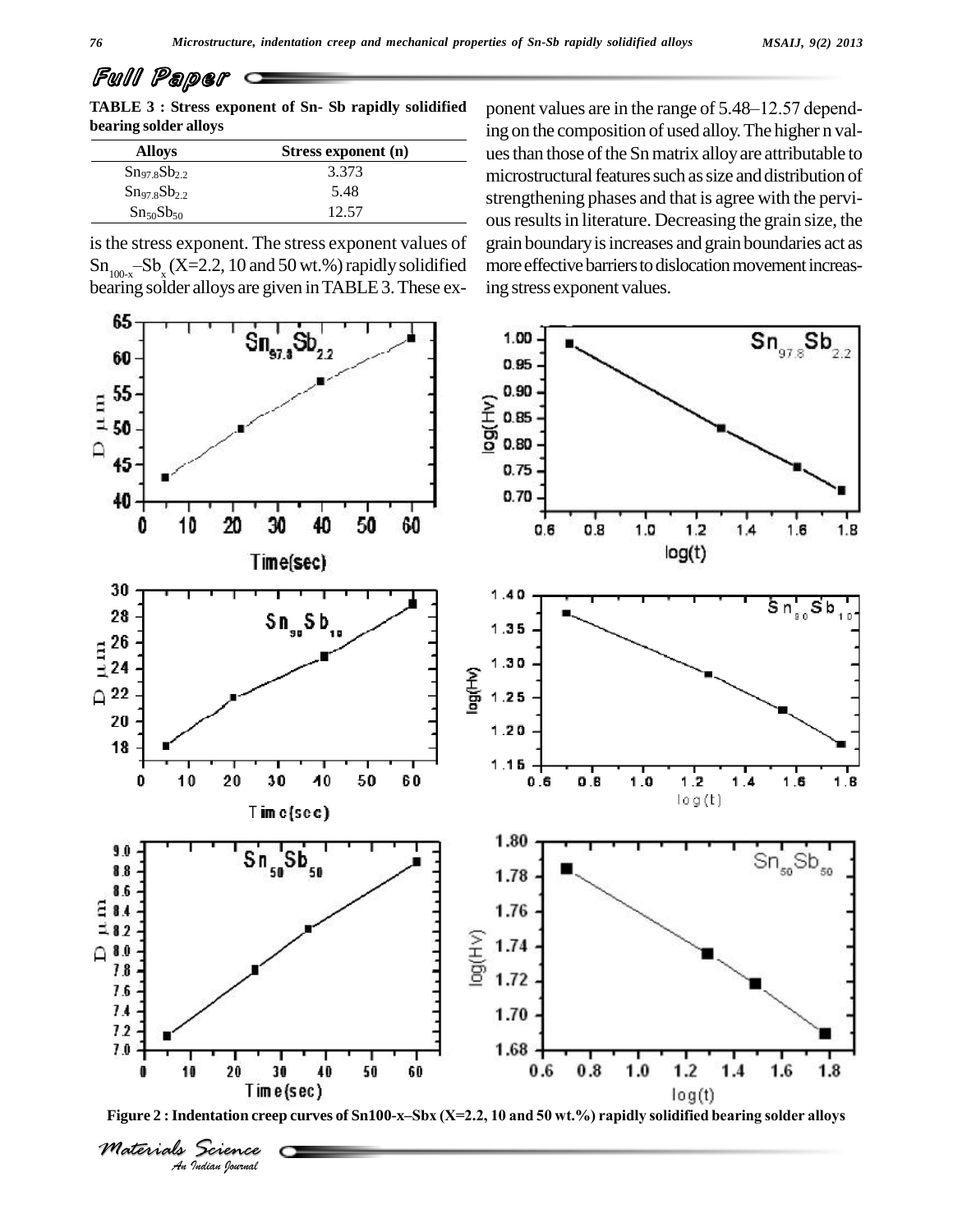**TABLE 3 : Stress exponent of Sn- Sb rapidly solidified bearing solder alloys**

| Alloys | Stress exponent (n) |
|---|---|
| $Sn_{97.8}Sb_{2.2}$ | 3.373 |
| $Sn_{97.8}Sb_{2.2}$ | 5.48 |
| $Sn_{50}Sb_{50}$ | 12.57 |

is the stress exponent. The stress exponent values of $Sn_{100-x}$–$Sb_x$ (X=2.2, 10 and 50 wt.%) rapidly solidified bearing solder alloys are given in TABLE 3. These exponent values are in the range of 5.48–12.57 depending on the composition of used alloy. The higher n values than those of the Sn matrix alloy are attributable to microstructural features such as size and distribution of strengthening phases and that is agree with the pervious results in literature. Decreasing the grain size, the grain boundary is increases and grain boundaries act as more effective barriers to dislocation movement increasing stress exponent values.

**Figure 2 : Indentation creep curves of Sn100-x–Sbx (X=2.2, 10 and 50 wt.%) rapidly solidified bearing solder alloys**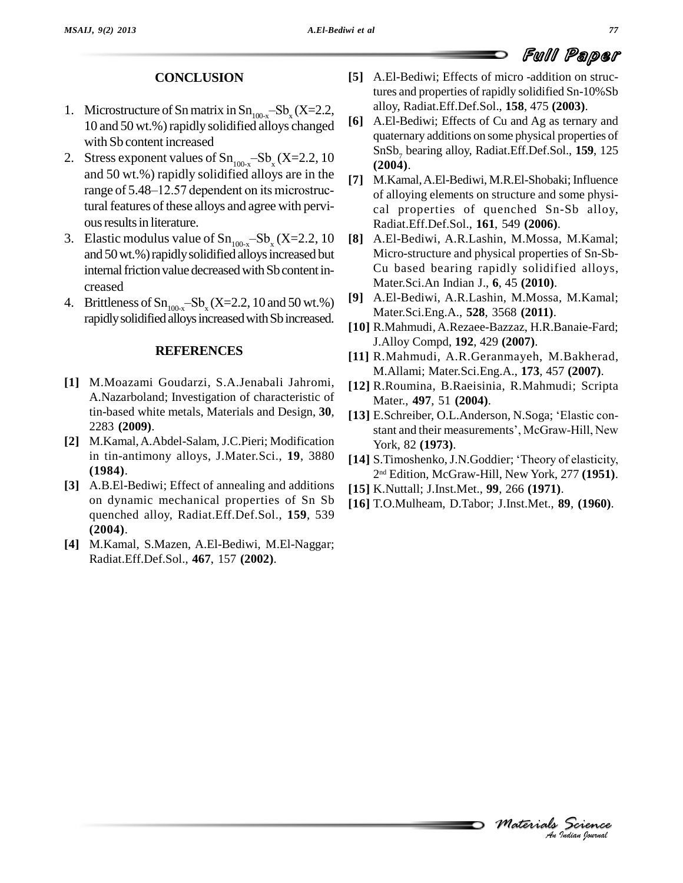## CONCLUSION

1. Microstructure of Sn matrix in $Sn_{100-x}$–$Sb_x$ (X=2.2, 10 and 50 wt.%) rapidly solidified alloys changed with Sb content increased
2. Stress exponent values of $Sn_{100-x}$–$Sb_x$ (X=2.2, 10 and 50 wt.%) rapidly solidified alloys are in the range of 5.48–12.57 dependent on its microstructural features of these alloys and agree with pervious results in literature.
3. Elastic modulus value of $Sn_{100-x}$–$Sb_x$ (X=2.2, 10 and 50 wt.%) rapidly solidified alloys increased but internal friction value decreased with Sb content increased
4. Brittleness of $Sn_{100-x}$–$Sb_x$ (X=2.2, 10 and 50 wt.%) rapidly solidified alloys increased with Sb increased.

## REFERENCES

**[1]** M.Moazami Goudarzi, S.A.Jenabali Jahromi, A.Nazarboland; Investigation of characteristic of tin-based white metals, Materials and Design, **30**, 2283 **(2009)**.

**[2]** M.Kamal, A.Abdel-Salam, J.C.Pieri; Modification in tin-antimony alloys, J.Mater.Sci., **19**, 3880 **(1984)**.

**[3]** A.B.El-Bediwi; Effect of annealing and additions on dynamic mechanical properties of Sn Sb quenched alloy, Radiat.Eff.Def.Sol., **159**, 539 **(2004)**.

**[4]** M.Kamal, S.Mazen, A.El-Bediwi, M.El-Naggar; Radiat.Eff.Def.Sol., **467**, 157 **(2002)**.

**[5]** A.El-Bediwi; Effects of micro -addition on structures and properties of rapidly solidified Sn-10%Sb alloy, Radiat.Eff.Def.Sol., **158**, 475 **(2003)**.

**[6]** A.El-Bediwi; Effects of Cu and Ag as ternary and quaternary additions on some physical properties of $SnSb_7$ bearing alloy, Radiat.Eff.Def.Sol., **159**, 125 **(2004)**.

**[7]** M.Kamal, A.El-Bediwi, M.R.El-Shobaki; Influence of alloying elements on structure and some physical properties of quenched Sn-Sb alloy, Radiat.Eff.Def.Sol., **161**, 549 **(2006)**.

**[8]** A.El-Bediwi, A.R.Lashin, M.Mossa, M.Kamal; Micro-structure and physical properties of Sn-Sb-Cu based bearing rapidly solidified alloys, Mater.Sci.An Indian J., **6**, 45 **(2010)**.

**[9]** A.El-Bediwi, A.R.Lashin, M.Mossa, M.Kamal; Mater.Sci.Eng.A., **528**, 3568 **(2011)**.

**[10]** R.Mahmudi, A.Rezaee-Bazzaz, H.R.Banaie-Fard; J.Alloy Compd, **192**, 429 **(2007)**.

**[11]** R.Mahmudi, A.R.Geranmayeh, M.Bakherad, M.Allami; Mater.Sci.Eng.A., **173**, 457 **(2007)**.

**[12]** R.Roumina, B.Raeisinia, R.Mahmudi; Scripta Mater., **497**, 51 **(2004)**.

**[13]** E.Schreiber, O.L.Anderson, N.Soga; 'Elastic constant and their measurements', McGraw-Hill, New York, 82 **(1973)**.

**[14]** S.Timoshenko, J.N.Goddier; 'Theory of elasticity, 2nd Edition, McGraw-Hill, New York, 277 **(1951)**.

**[15]** K.Nuttall; J.Inst.Met., **99**, 266 **(1971)**.

**[16]** T.O.Mulheam, D.Tabor; J.Inst.Met., **89**, **(1960)**.